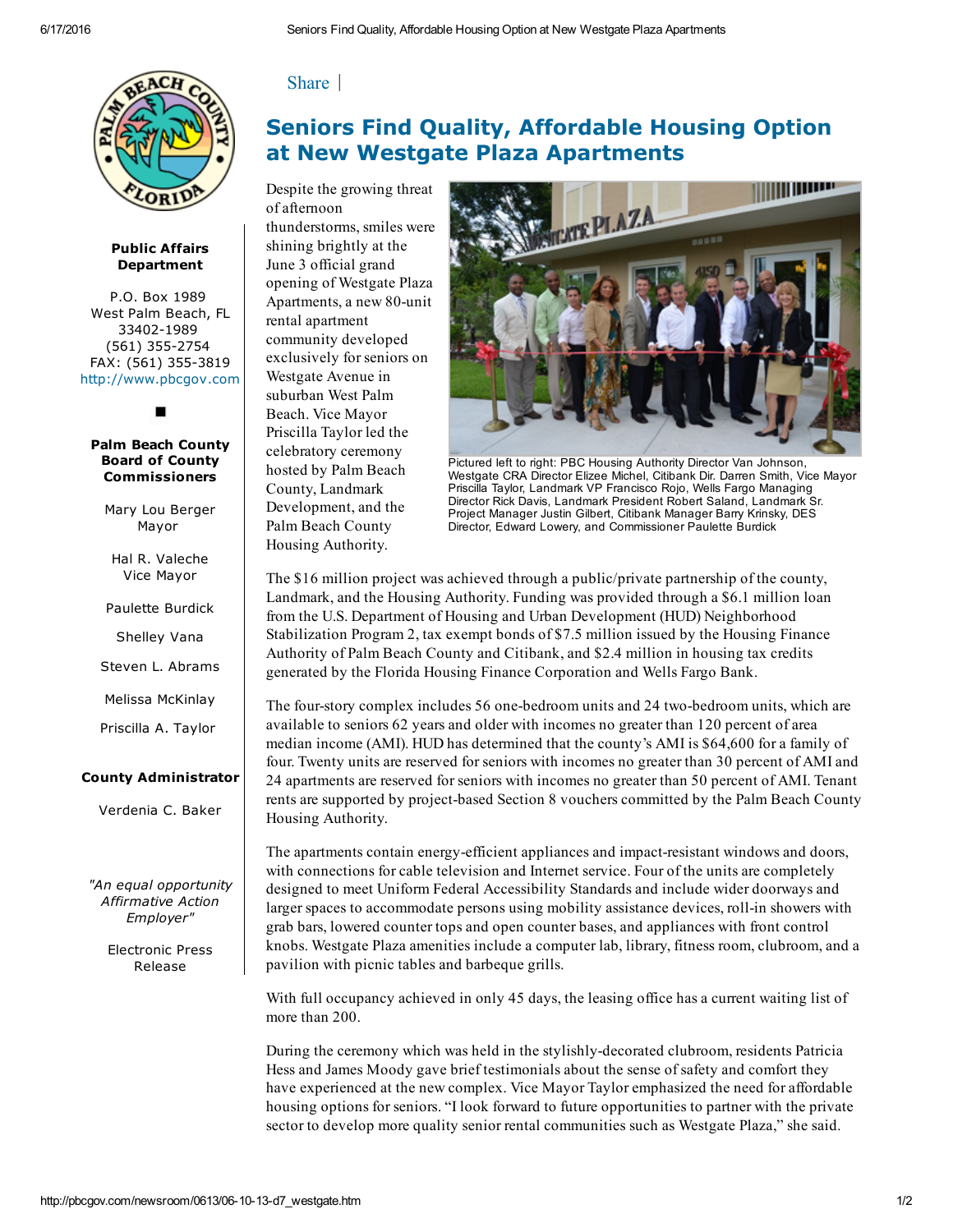**Public Affairs Department**

P.O. Box 1989
West Palm Beach, FL
33402-1989
(561) 355-2754
FAX: (561) 355-3819
http://www.pbcgov.com

**Palm Beach County Board of County Commissioners**

Mary Lou Berger
Mayor

Hal R. Valeche
Vice Mayor

Paulette Burdick

Shelley Vana

Steven L. Abrams

Melissa McKinlay

Priscilla A. Taylor

**County Administrator**

Verdenia C. Baker

*"An equal opportunity Affirmative Action Employer"*

Electronic Press Release

Share |

# Seniors Find Quality, Affordable Housing Option at New Westgate Plaza Apartments

Despite the growing threat of afternoon thunderstorms, smiles were shining brightly at the June 3 official grand opening of Westgate Plaza Apartments, a new 80-unit rental apartment community developed exclusively for seniors on Westgate Avenue in suburban West Palm Beach. Vice Mayor Priscilla Taylor led the celebratory ceremony hosted by Palm Beach County, Landmark Development, and the Palm Beach County Housing Authority.

Pictured left to right: PBC Housing Authority Director Van Johnson, Westgate CRA Director Elizee Michel, Citibank Dir. Darren Smith, Vice Mayor Priscilla Taylor, Landmark VP Francisco Rojo, Wells Fargo Managing Director Rick Davis, Landmark President Robert Saland, Landmark Sr. Project Manager Justin Gilbert, Citibank Manager Barry Krinsky, DES Director, Edward Lowery, and Commissioner Paulette Burdick

The $16 million project was achieved through a public/private partnership of the county, Landmark, and the Housing Authority. Funding was provided through a $6.1 million loan from the U.S. Department of Housing and Urban Development (HUD) Neighborhood Stabilization Program 2, tax exempt bonds of $7.5 million issued by the Housing Finance Authority of Palm Beach County and Citibank, and $2.4 million in housing tax credits generated by the Florida Housing Finance Corporation and Wells Fargo Bank.

The four-story complex includes 56 one-bedroom units and 24 two-bedroom units, which are available to seniors 62 years and older with incomes no greater than 120 percent of area median income (AMI). HUD has determined that the county's AMI is $64,600 for a family of four. Twenty units are reserved for seniors with incomes no greater than 30 percent of AMI and 24 apartments are reserved for seniors with incomes no greater than 50 percent of AMI. Tenant rents are supported by project-based Section 8 vouchers committed by the Palm Beach County Housing Authority.

The apartments contain energy-efficient appliances and impact-resistant windows and doors, with connections for cable television and Internet service. Four of the units are completely designed to meet Uniform Federal Accessibility Standards and include wider doorways and larger spaces to accommodate persons using mobility assistance devices, roll-in showers with grab bars, lowered counter tops and open counter bases, and appliances with front control knobs. Westgate Plaza amenities include a computer lab, library, fitness room, clubroom, and a pavilion with picnic tables and barbeque grills.

With full occupancy achieved in only 45 days, the leasing office has a current waiting list of more than 200.

During the ceremony which was held in the stylishly-decorated clubroom, residents Patricia Hess and James Moody gave brief testimonials about the sense of safety and comfort they have experienced at the new complex. Vice Mayor Taylor emphasized the need for affordable housing options for seniors. "I look forward to future opportunities to partner with the private sector to develop more quality senior rental communities such as Westgate Plaza," she said.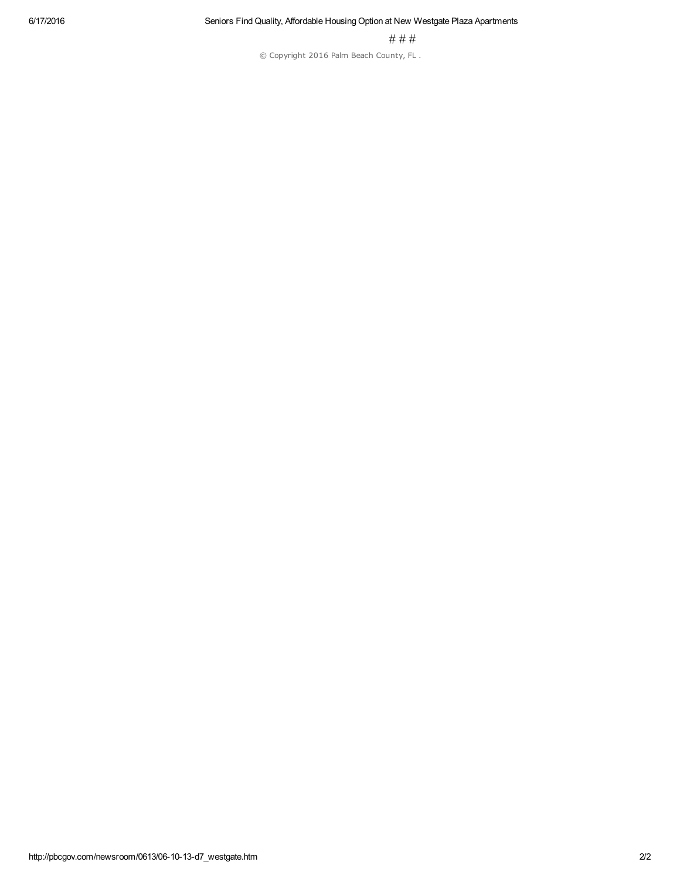# # #

© Copyright 2016 Palm Beach County, FL .